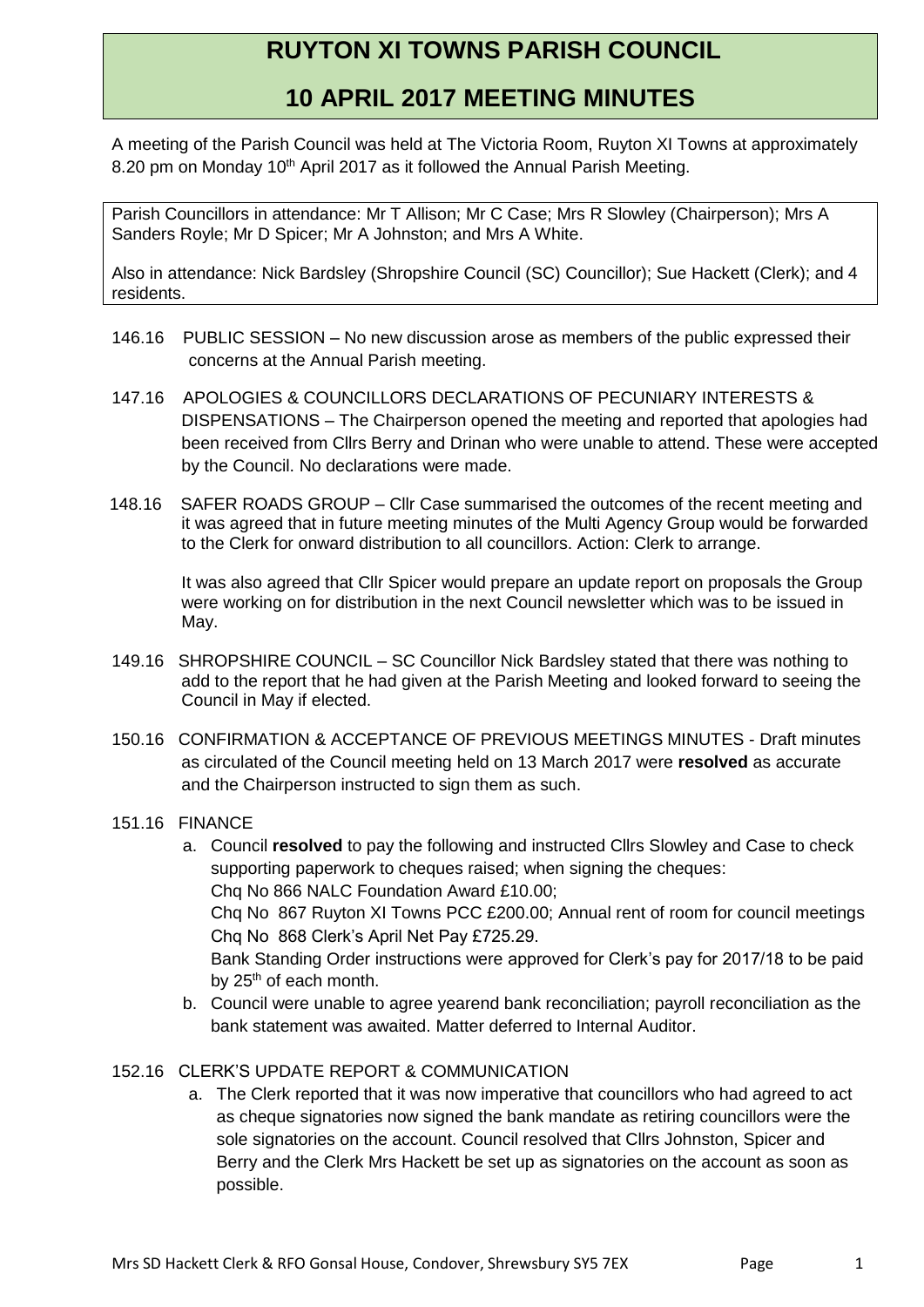# RUYTON XI TOWNS PARISH COUNCIL

## 10 APRIL 2017 MEETING MINUTES

A meeting of the Parish Council was held at The Victoria Room, Ruyton XI Towns at approximately 8.20 pm on Monday 10th April 2017 as it followed the Annual Parish Meeting.

Parish Councillors in attendance: Mr T Allison; Mr C Case; Mrs R Slowley (Chairperson); Mrs A Sanders Royle; Mr D Spicer; Mr A Johnston; and Mrs A White.

Also in attendance: Nick Bardsley (Shropshire Council (SC) Councillor); Sue Hackett (Clerk); and 4 residents.

146.16 PUBLIC SESSION – No new discussion arose as members of the public expressed their concerns at the Annual Parish meeting.

147.16 APOLOGIES & COUNCILLORS DECLARATIONS OF PECUNIARY INTERESTS & DISPENSATIONS – The Chairperson opened the meeting and reported that apologies had been received from Cllrs Berry and Drinan who were unable to attend. These were accepted by the Council. No declarations were made.

148.16 SAFER ROADS GROUP – Cllr Case summarised the outcomes of the recent meeting and it was agreed that in future meeting minutes of the Multi Agency Group would be forwarded to the Clerk for onward distribution to all councillors. Action: Clerk to arrange.

It was also agreed that Cllr Spicer would prepare an update report on proposals the Group were working on for distribution in the next Council newsletter which was to be issued in May.

149.16 SHROPSHIRE COUNCIL – SC Councillor Nick Bardsley stated that there was nothing to add to the report that he had given at the Parish Meeting and looked forward to seeing the Council in May if elected.

150.16 CONFIRMATION & ACCEPTANCE OF PREVIOUS MEETINGS MINUTES - Draft minutes as circulated of the Council meeting held on 13 March 2017 were **resolved** as accurate and the Chairperson instructed to sign them as such.

151.16 FINANCE

a. Council **resolved** to pay the following and instructed Cllrs Slowley and Case to check supporting paperwork to cheques raised; when signing the cheques:
   Chq No 866 NALC Foundation Award £10.00;
   Chq No 867 Ruyton XI Towns PCC £200.00; Annual rent of room for council meetings
   Chq No 868 Clerk's April Net Pay £725.29.
   Bank Standing Order instructions were approved for Clerk's pay for 2017/18 to be paid by 25th of each month.
b. Council were unable to agree yearend bank reconciliation; payroll reconciliation as the bank statement was awaited. Matter deferred to Internal Auditor.

152.16 CLERK'S UPDATE REPORT & COMMUNICATION

a. The Clerk reported that it was now imperative that councillors who had agreed to act as cheque signatories now signed the bank mandate as retiring councillors were the sole signatories on the account. Council resolved that Cllrs Johnston, Spicer and Berry and the Clerk Mrs Hackett be set up as signatories on the account as soon as possible.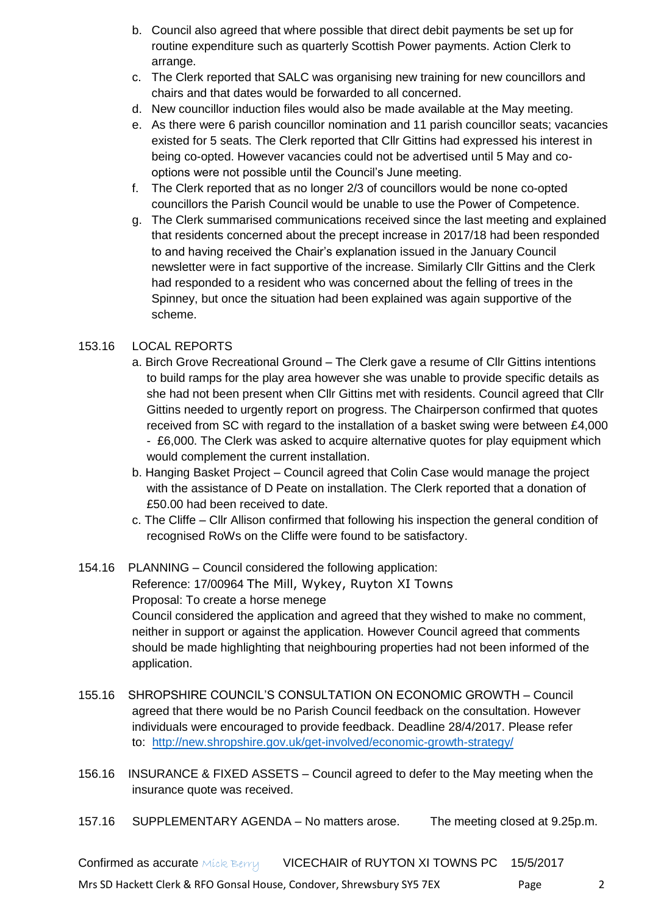b. Council also agreed that where possible that direct debit payments be set up for routine expenditure such as quarterly Scottish Power payments. Action Clerk to arrange.
c. The Clerk reported that SALC was organising new training for new councillors and chairs and that dates would be forwarded to all concerned.
d. New councillor induction files would also be made available at the May meeting.
e. As there were 6 parish councillor nomination and 11 parish councillor seats; vacancies existed for 5 seats. The Clerk reported that Cllr Gittins had expressed his interest in being co-opted. However vacancies could not be advertised until 5 May and co-options were not possible until the Council's June meeting.
f. The Clerk reported that as no longer 2/3 of councillors would be none co-opted councillors the Parish Council would be unable to use the Power of Competence.
g. The Clerk summarised communications received since the last meeting and explained that residents concerned about the precept increase in 2017/18 had been responded to and having received the Chair's explanation issued in the January Council newsletter were in fact supportive of the increase. Similarly Cllr Gittins and the Clerk had responded to a resident who was concerned about the felling of trees in the Spinney, but once the situation had been explained was again supportive of the scheme.

153.16 LOCAL REPORTS

a. Birch Grove Recreational Ground – The Clerk gave a resume of Cllr Gittins intentions to build ramps for the play area however she was unable to provide specific details as she had not been present when Cllr Gittins met with residents. Council agreed that Cllr Gittins needed to urgently report on progress. The Chairperson confirmed that quotes received from SC with regard to the installation of a basket swing were between £4,000 - £6,000. The Clerk was asked to acquire alternative quotes for play equipment which would complement the current installation.
b. Hanging Basket Project – Council agreed that Colin Case would manage the project with the assistance of D Peate on installation. The Clerk reported that a donation of £50.00 had been received to date.
c. The Cliffe – Cllr Allison confirmed that following his inspection the general condition of recognised RoWs on the Cliffe were found to be satisfactory.

154.16 PLANNING – Council considered the following application:
Reference: 17/00964 The Mill, Wykey, Ruyton XI Towns
Proposal: To create a horse menege
Council considered the application and agreed that they wished to make no comment, neither in support or against the application. However Council agreed that comments should be made highlighting that neighbouring properties had not been informed of the application.

155.16 SHROPSHIRE COUNCIL'S CONSULTATION ON ECONOMIC GROWTH – Council agreed that there would be no Parish Council feedback on the consultation. However individuals were encouraged to provide feedback. Deadline 28/4/2017. Please refer to: http://new.shropshire.gov.uk/get-involved/economic-growth-strategy/

156.16 INSURANCE & FIXED ASSETS – Council agreed to defer to the May meeting when the insurance quote was received.

157.16 SUPPLEMENTARY AGENDA – No matters arose. The meeting closed at 9.25p.m.

Confirmed as accurate Mick Berry VICECHAIR of RUYTON XI TOWNS PC 15/5/2017

Mrs SD Hackett Clerk & RFO Gonsal House, Condover, Shrewsbury SY5 7EX